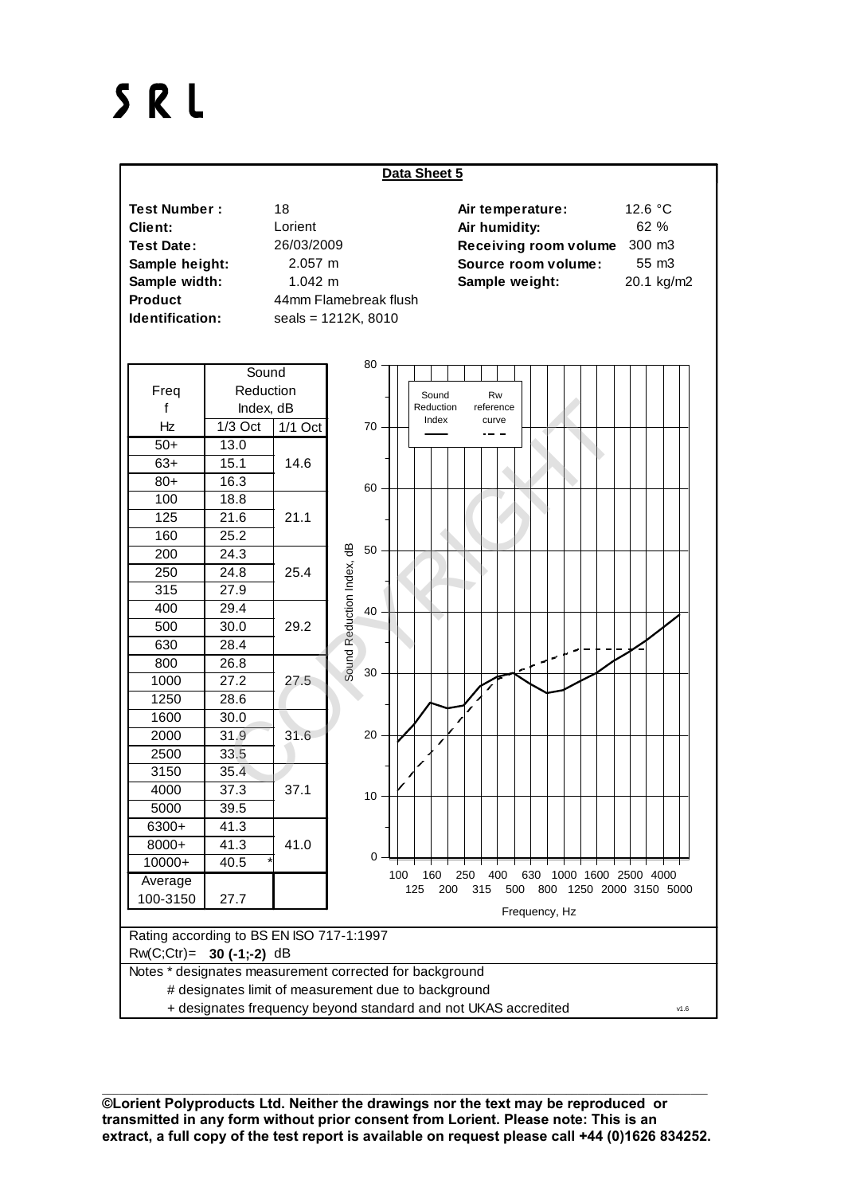# SRL

## Data Sheet 5

| | | | |
|---|---|---|---|
| **Test Number :** | 18 | **Air temperature:** | 12.6 °C |
| **Client:** | Lorient | **Air humidity:** | 62 % |
| **Test Date:** | 26/03/2009 | **Receiving room volume** | 300 m3 |
| **Sample height:** | 2.057 m | **Source room volume:** | 55 m3 |
| **Sample width:** | 1.042 m | **Sample weight:** | 20.1 kg/m2 |
| **Product** | 44mm Flamebreak flush | | |
| **Identification:** | seals = 1212K, 8010 | | |

| Freq f Hz | Sound Reduction Index, dB 1/3 Oct | 1/1 Oct |
|---|---|---|
| 50+ | 13.0 | |
| 63+ | 15.1 | 14.6 |
| 80+ | 16.3 | |
| 100 | 18.8 | |
| 125 | 21.6 | 21.1 |
| 160 | 25.2 | |
| 200 | 24.3 | |
| 250 | 24.8 | 25.4 |
| 315 | 27.9 | |
| 400 | 29.4 | |
| 500 | 30.0 | 29.2 |
| 630 | 28.4 | |
| 800 | 26.8 | |
| 1000 | 27.2 | 27.5 |
| 1250 | 28.6 | |
| 1600 | 30.0 | |
| 2000 | 31.9 | 31.6 |
| 2500 | 33.5 | |
| 3150 | 35.4 | |
| 4000 | 37.3 | 37.1 |
| 5000 | 39.5 | |
| 6300+ | 41.3 | |
| 8000+ | 41.3 | 41.0 |
| 10000+ | 40.5 * | |
| Average 100-3150 | 27.7 | |

Rating according to BS EN ISO 717-1:1997

Rw(C;Ctr)= **30 (-1;-2)** dB

Notes * designates measurement corrected for background

# designates limit of measurement due to background

+ designates frequency beyond standard and not UKAS accredited

**©Lorient Polyproducts Ltd. Neither the drawings nor the text may be reproduced or transmitted in any form without prior consent from Lorient. Please note: This is an extract, a full copy of the test report is available on request please call +44 (0)1626 834252.**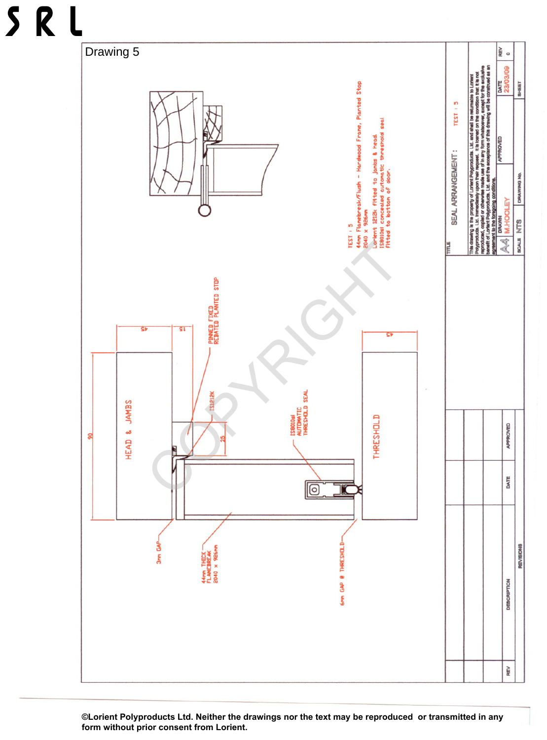SRL

Drawing 5

TEST : 5
44mm Flamebreak/Flush - Hardwood Frame, Planted Stop
2040 x 926mm
Lorient 1212k fitted to Jambs & head.
IS8010si concealed automatic threshold seal
fitted to bottom of door.

HEAD & JAMBS

THRESHOLD

PINNED FIXED
REBATED PLANTED STOP

IS1212K

IS8010si
AUTOMATIC
THRESHOLD SEAL

3mm GAP

44mm THICK
FLAMEBREAK
2040 x 926mm

6mm GAP @ THRESHOLD

90

45

15

25

45

COPYRIGHT

TITLE
SEAL ARRANGEMENT : TEST : 5

This drawing is the property of Lorient Polyproducts. Ltd. and shall be returnable to Lorient Polyproducts. Ltd. immediately upon their request. It is loaned on the condition that it is not reproduced, copied or otherwise made use of in any form whatsoever, except for the exclusive benefit of Lorient Polyproducts. Ltd. and the acceptance of this drawing will be construed as an agreement to the foregoing conditions.

| | | | | |
|---|---|---|---|---|
| A4 | DRAWN M.HOOLEY | APPROVED | DATE 23/03/09 | REV 0 |
| SCALE NTS | DRAWING No. | | | SHEET |

| REV | DESCRIPTION | DATE | APPROVED |
|---|---|---|---|
| | REVISIONS | | |

©Lorient Polyproducts Ltd. Neither the drawings nor the text may be reproduced or transmitted in any form without prior consent from Lorient.